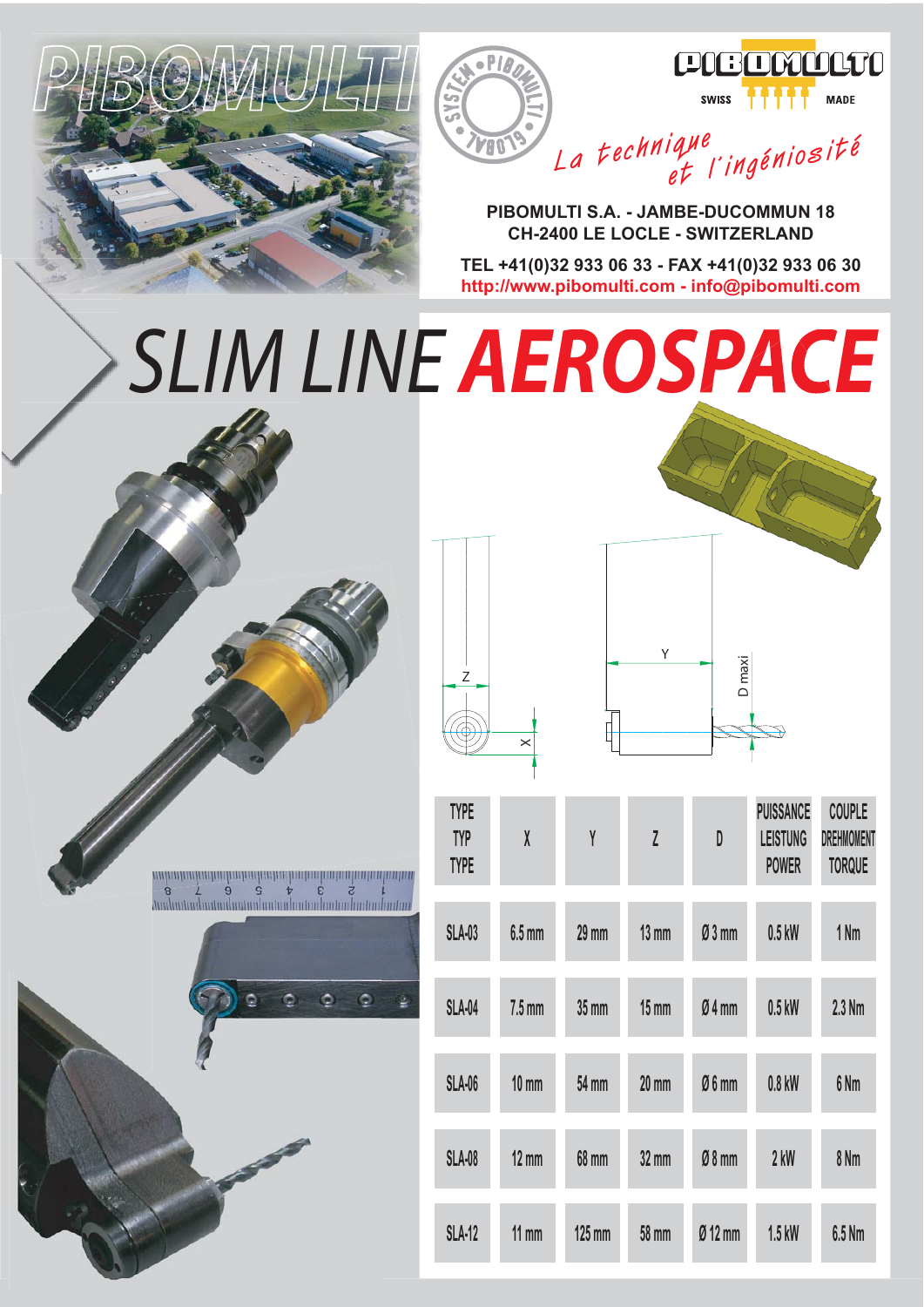PIBOMULTI

SYSTEM • PIBOMULTI • GLOBAL

PIBOMULTI

SWISS MADE

*La technique et l'ingéniosité*

**PIBOMULTI S.A. - JAMBE-DUCOMMUN 18**
**CH-2400 LE LOCLE - SWITZERLAND**

**TEL +41(0)32 933 06 33 - FAX +41(0)32 933 06 30**
**http://www.pibomulti.com - info@pibomulti.com**

# SLIM LINE AEROSPACE

| TYPE<br>TYP<br>TYPE | X | Y | Z | D | PUISSANCE<br>LEISTUNG<br>POWER | COUPLE<br>DREHMOMENT<br>TORQUE |
|---|---|---|---|---|---|---|
| SLA-03 | 6.5 mm | 29 mm | 13 mm | Ø 3 mm | 0.5 kW | 1 Nm |
| SLA-04 | 7.5 mm | 35 mm | 15 mm | Ø 4 mm | 0.5 kW | 2.3 Nm |
| SLA-06 | 10 mm | 54 mm | 20 mm | Ø 6 mm | 0.8 kW | 6 Nm |
| SLA-08 | 12 mm | 68 mm | 32 mm | Ø 8 mm | 2 kW | 8 Nm |
| SLA-12 | 11 mm | 125 mm | 58 mm | Ø 12 mm | 1.5 kW | 6.5 Nm |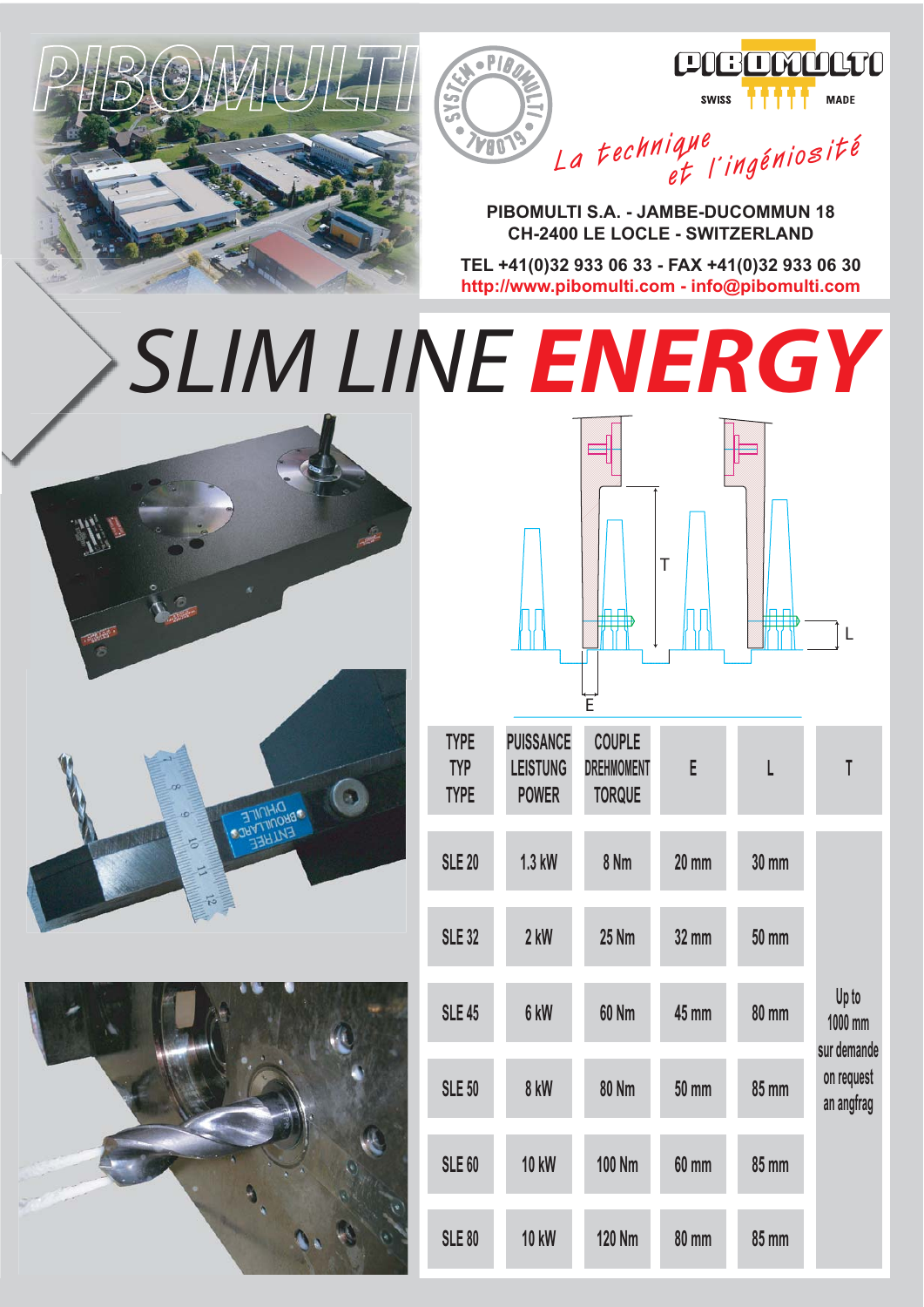PIBOMULTI

PIBOMULTI SWISS MADE

*La technique et l'ingéniosité*

**PIBOMULTI S.A. - JAMBE-DUCOMMUN 18**
**CH-2400 LE LOCLE - SWITZERLAND**

**TEL +41(0)32 933 06 33 - FAX +41(0)32 933 06 30**
**http://www.pibomulti.com - info@pibomulti.com**

# SLIM LINE ENERGY

| TYPE<br>TYP<br>TYPE | PUISSANCE<br>LEISTUNG<br>POWER | COUPLE<br>DREHMOMENT<br>TORQUE | E | L | T |
|---|---|---|---|---|---|
| SLE 20 | 1.3 kW | 8 Nm | 20 mm | 30 mm | Up to 1000 mm sur demande on request an angfrag |
| SLE 32 | 2 kW | 25 Nm | 32 mm | 50 mm | |
| SLE 45 | 6 kW | 60 Nm | 45 mm | 80 mm | |
| SLE 50 | 8 kW | 80 Nm | 50 mm | 85 mm | |
| SLE 60 | 10 kW | 100 Nm | 60 mm | 85 mm | |
| SLE 80 | 10 kW | 120 Nm | 80 mm | 85 mm | |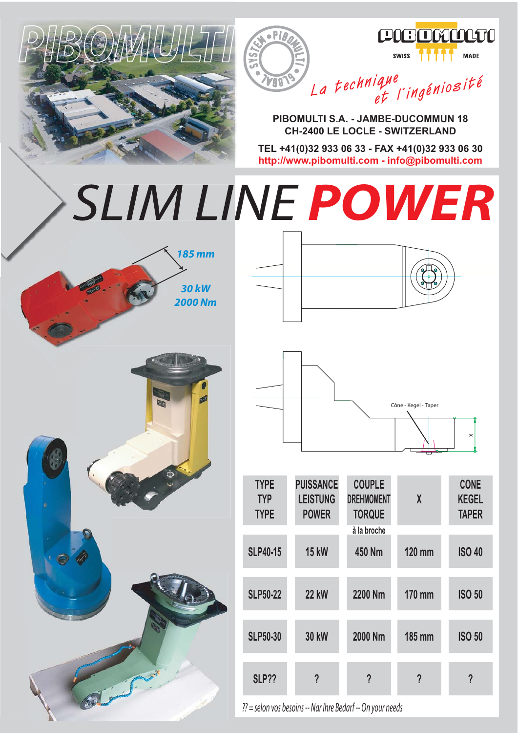PIBOMULTI

SYSTEM • PIBOMULTI • GLOBAL

PIBOMULTI

SWISS MADE

*La technique et l'ingéniosité*

**PIBOMULTI S.A. - JAMBE-DUCOMMUN 18**
**CH-2400 LE LOCLE - SWITZERLAND**

**TEL +41(0)32 933 06 33 - FAX +41(0)32 933 06 30**
**http://www.pibomulti.com - info@pibomulti.com**

# SLIM LINE POWER

185 mm

30 kW
2000 Nm

Cône - Kegel - Taper

X

| TYPE<br>TYP<br>TYPE | PUISSANCE<br>LEISTUNG<br>POWER | COUPLE<br>DREHMOMENT<br>TORQUE<br>à la broche | X | CONE<br>KEGEL<br>TAPER |
|---|---|---|---|---|
| SLP40-15 | 15 kW | 450 Nm | 120 mm | ISO 40 |
| SLP50-22 | 22 kW | 2200 Nm | 170 mm | ISO 50 |
| SLP50-30 | 30 kW | 2000 Nm | 185 mm | ISO 50 |
| SLP?? | ? | ? | ? | ? |

?? = selon vos besoins -- Nar Ihre Bedarf -- On your needs